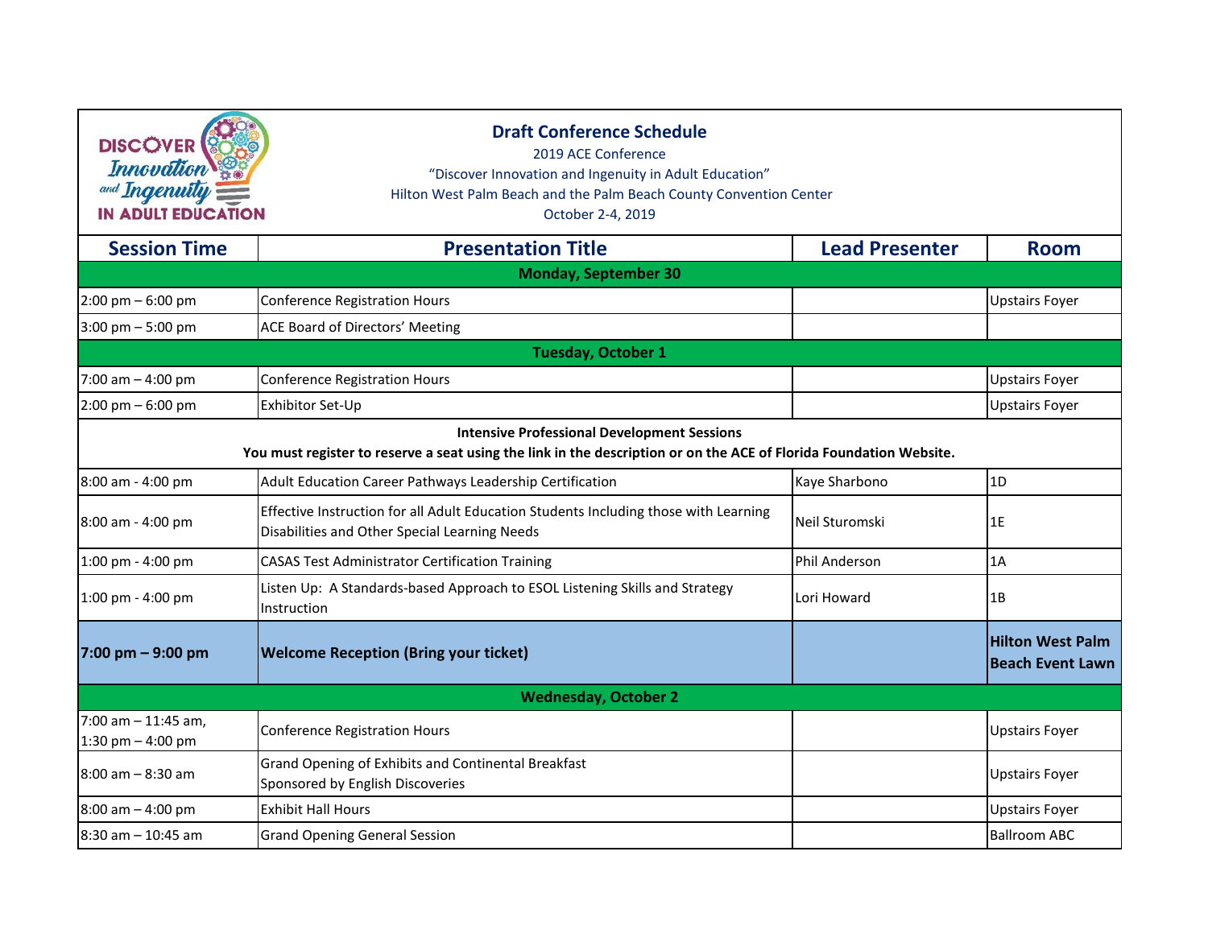# Draft Conference Schedule

2019 ACE Conference

"Discover Innovation and Ingenuity in Adult Education"

Hilton West Palm Beach and the Palm Beach County Convention Center

October 2-4, 2019

| Session Time | Presentation Title | Lead Presenter | Room |
|---|---|---|---|
| **Monday, September 30** | | | |
| 2:00 pm – 6:00 pm | Conference Registration Hours | | Upstairs Foyer |
| 3:00 pm – 5:00 pm | ACE Board of Directors' Meeting | | |
| **Tuesday, October 1** | | | |
| 7:00 am – 4:00 pm | Conference Registration Hours | | Upstairs Foyer |
| 2:00 pm – 6:00 pm | Exhibitor Set-Up | | Upstairs Foyer |
| **Intensive Professional Development Sessions** **You must register to reserve a seat using the link in the description or on the ACE of Florida Foundation Website.** | | | |
| 8:00 am - 4:00 pm | Adult Education Career Pathways Leadership Certification | Kaye Sharbono | 1D |
| 8:00 am - 4:00 pm | Effective Instruction for all Adult Education Students Including those with Learning Disabilities and Other Special Learning Needs | Neil Sturomski | 1E |
| 1:00 pm - 4:00 pm | CASAS Test Administrator Certification Training | Phil Anderson | 1A |
| 1:00 pm - 4:00 pm | Listen Up: A Standards-based Approach to ESOL Listening Skills and Strategy Instruction | Lori Howard | 1B |
| **7:00 pm – 9:00 pm** | **Welcome Reception (Bring your ticket)** | | **Hilton West Palm Beach Event Lawn** |
| **Wednesday, October 2** | | | |
| 7:00 am – 11:45 am, 1:30 pm – 4:00 pm | Conference Registration Hours | | Upstairs Foyer |
| 8:00 am – 8:30 am | Grand Opening of Exhibits and Continental Breakfast Sponsored by English Discoveries | | Upstairs Foyer |
| 8:00 am – 4:00 pm | Exhibit Hall Hours | | Upstairs Foyer |
| 8:30 am – 10:45 am | Grand Opening General Session | | Ballroom ABC |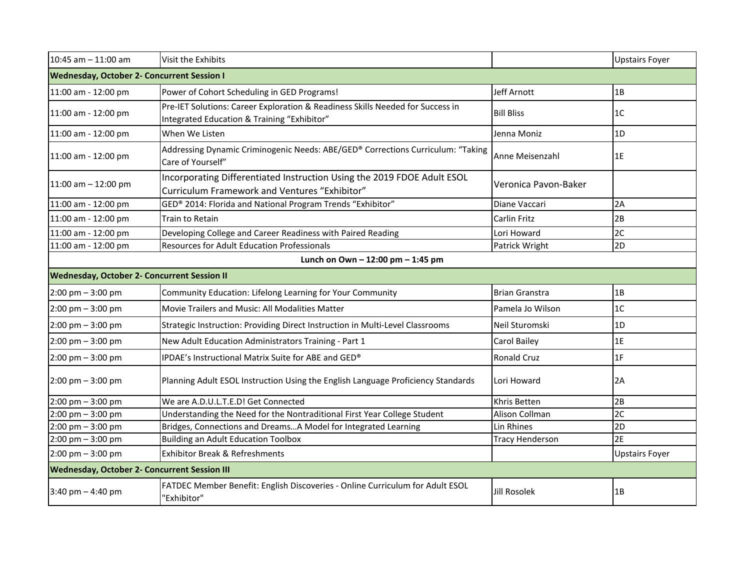| | | | |
|---|---|---|---|
| 10:45 am – 11:00 am | Visit the Exhibits | | Upstairs Foyer |
| **Wednesday, October 2- Concurrent Session I** | | | |
| 11:00 am - 12:00 pm | Power of Cohort Scheduling in GED Programs! | Jeff Arnott | 1B |
| 11:00 am - 12:00 pm | Pre-IET Solutions: Career Exploration & Readiness Skills Needed for Success in Integrated Education & Training “Exhibitor” | Bill Bliss | 1C |
| 11:00 am - 12:00 pm | When We Listen | Jenna Moniz | 1D |
| 11:00 am - 12:00 pm | Addressing Dynamic Criminogenic Needs: ABE/GED® Corrections Curriculum: “Taking Care of Yourself” | Anne Meisenzahl | 1E |
| 11:00 am – 12:00 pm | Incorporating Differentiated Instruction Using the 2019 FDOE Adult ESOL Curriculum Framework and Ventures “Exhibitor” | Veronica Pavon-Baker | |
| 11:00 am - 12:00 pm | GED® 2014: Florida and National Program Trends “Exhibitor” | Diane Vaccari | 2A |
| 11:00 am - 12:00 pm | Train to Retain | Carlin Fritz | 2B |
| 11:00 am - 12:00 pm | Developing College and Career Readiness with Paired Reading | Lori Howard | 2C |
| 11:00 am - 12:00 pm | Resources for Adult Education Professionals | Patrick Wright | 2D |
| **Lunch on Own – 12:00 pm – 1:45 pm** | | | |
| **Wednesday, October 2- Concurrent Session II** | | | |
| 2:00 pm – 3:00 pm | Community Education: Lifelong Learning for Your Community | Brian Granstra | 1B |
| 2:00 pm – 3:00 pm | Movie Trailers and Music: All Modalities Matter | Pamela Jo Wilson | 1C |
| 2:00 pm – 3:00 pm | Strategic Instruction: Providing Direct Instruction in Multi-Level Classrooms | Neil Sturomski | 1D |
| 2:00 pm – 3:00 pm | New Adult Education Administrators Training - Part 1 | Carol Bailey | 1E |
| 2:00 pm – 3:00 pm | IPDAE’s Instructional Matrix Suite for ABE and GED® | Ronald Cruz | 1F |
| 2:00 pm – 3:00 pm | Planning Adult ESOL Instruction Using the English Language Proficiency Standards | Lori Howard | 2A |
| 2:00 pm – 3:00 pm | We are A.D.U.L.T.E.D! Get Connected | Khris Betten | 2B |
| 2:00 pm – 3:00 pm | Understanding the Need for the Nontraditional First Year College Student | Alison Collman | 2C |
| 2:00 pm – 3:00 pm | Bridges, Connections and Dreams…A Model for Integrated Learning | Lin Rhines | 2D |
| 2:00 pm – 3:00 pm | Building an Adult Education Toolbox | Tracy Henderson | 2E |
| 2:00 pm – 3:00 pm | Exhibitor Break & Refreshments | | Upstairs Foyer |
| **Wednesday, October 2- Concurrent Session III** | | | |
| 3:40 pm – 4:40 pm | FATDEC Member Benefit: English Discoveries - Online Curriculum for Adult ESOL "Exhibitor" | Jill Rosolek | 1B |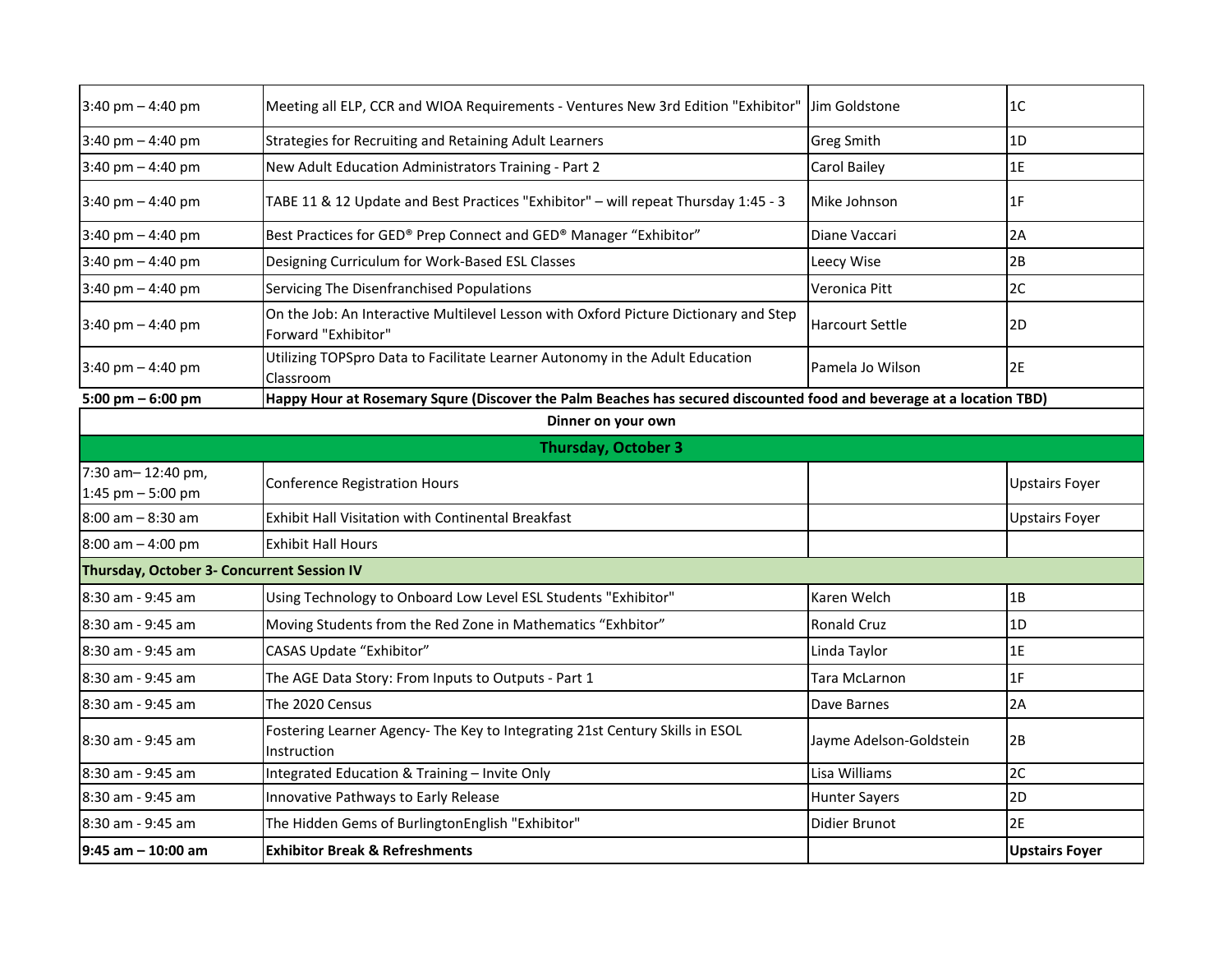| | | | |
|---|---|---|---|
| 3:40 pm – 4:40 pm | Meeting all ELP, CCR and WIOA Requirements - Ventures New 3rd Edition "Exhibitor" | Jim Goldstone | 1C |
| 3:40 pm – 4:40 pm | Strategies for Recruiting and Retaining Adult Learners | Greg Smith | 1D |
| 3:40 pm – 4:40 pm | New Adult Education Administrators Training - Part 2 | Carol Bailey | 1E |
| 3:40 pm – 4:40 pm | TABE 11 & 12 Update and Best Practices "Exhibitor" – will repeat Thursday 1:45 - 3 | Mike Johnson | 1F |
| 3:40 pm – 4:40 pm | Best Practices for GED® Prep Connect and GED® Manager "Exhibitor" | Diane Vaccari | 2A |
| 3:40 pm – 4:40 pm | Designing Curriculum for Work-Based ESL Classes | Leecy Wise | 2B |
| 3:40 pm – 4:40 pm | Servicing The Disenfranchised Populations | Veronica Pitt | 2C |
| 3:40 pm – 4:40 pm | On the Job: An Interactive Multilevel Lesson with Oxford Picture Dictionary and Step Forward "Exhibitor" | Harcourt Settle | 2D |
| 3:40 pm – 4:40 pm | Utilizing TOPSpro Data to Facilitate Learner Autonomy in the Adult Education Classroom | Pamela Jo Wilson | 2E |
| **5:00 pm – 6:00 pm** | **Happy Hour at Rosemary Squre (Discover the Palm Beaches has secured discounted food and beverage at a location TBD)** | | |
| **Dinner on your own** | | | |
| **Thursday, October 3** | | | |
| 7:30 am– 12:40 pm, 1:45 pm – 5:00 pm | Conference Registration Hours | | Upstairs Foyer |
| 8:00 am – 8:30 am | Exhibit Hall Visitation with Continental Breakfast | | Upstairs Foyer |
| 8:00 am – 4:00 pm | Exhibit Hall Hours | | |
| **Thursday, October 3- Concurrent Session IV** | | | |
| 8:30 am - 9:45 am | Using Technology to Onboard Low Level ESL Students "Exhibitor" | Karen Welch | 1B |
| 8:30 am - 9:45 am | Moving Students from the Red Zone in Mathematics "Exhbitor" | Ronald Cruz | 1D |
| 8:30 am - 9:45 am | CASAS Update "Exhibitor" | Linda Taylor | 1E |
| 8:30 am - 9:45 am | The AGE Data Story: From Inputs to Outputs - Part 1 | Tara McLarnon | 1F |
| 8:30 am - 9:45 am | The 2020 Census | Dave Barnes | 2A |
| 8:30 am - 9:45 am | Fostering Learner Agency- The Key to Integrating 21st Century Skills in ESOL Instruction | Jayme Adelson-Goldstein | 2B |
| 8:30 am - 9:45 am | Integrated Education & Training – Invite Only | Lisa Williams | 2C |
| 8:30 am - 9:45 am | Innovative Pathways to Early Release | Hunter Sayers | 2D |
| 8:30 am - 9:45 am | The Hidden Gems of BurlingtonEnglish "Exhibitor" | Didier Brunot | 2E |
| **9:45 am – 10:00 am** | **Exhibitor Break & Refreshments** | | **Upstairs Foyer** |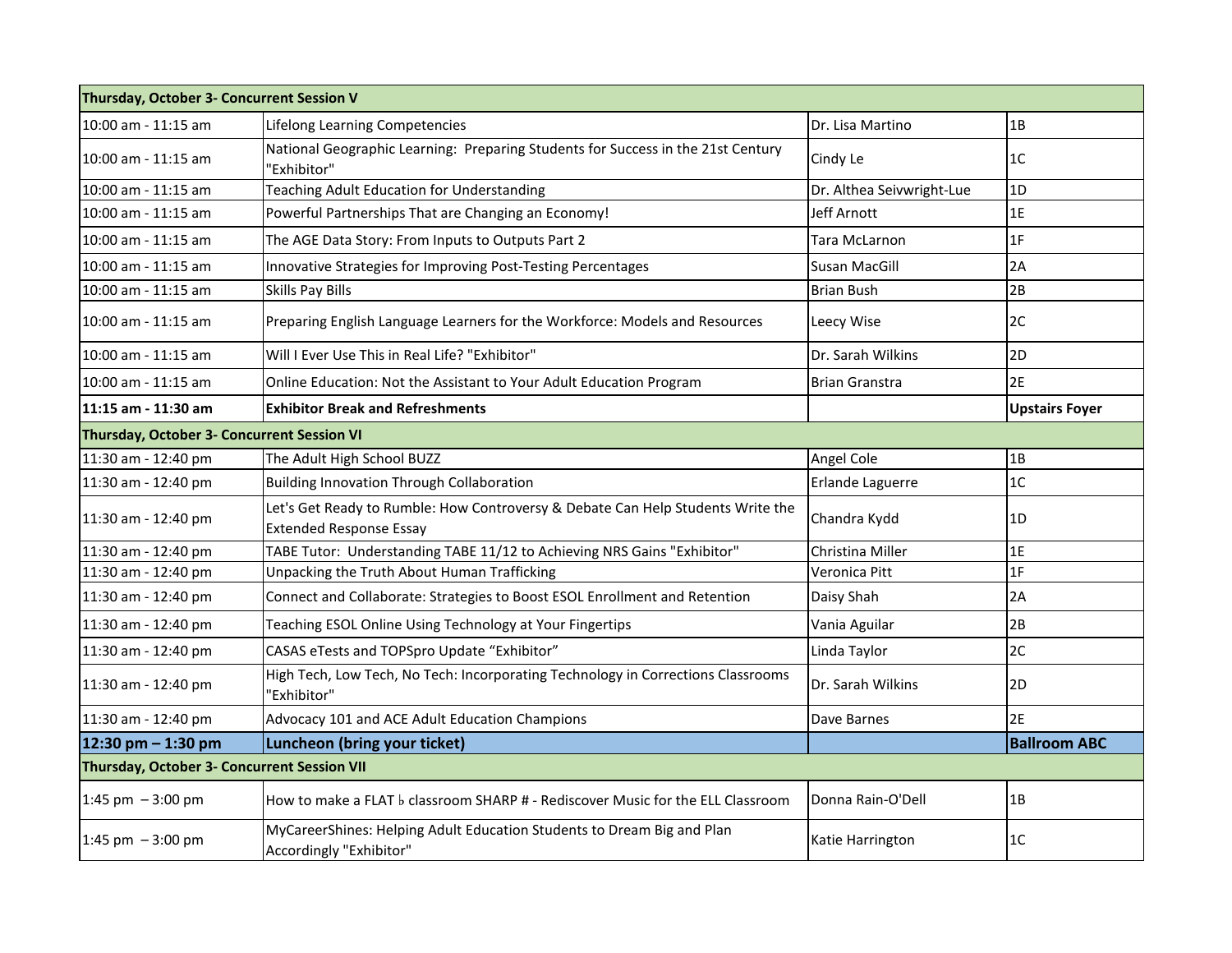| Thursday, October 3- Concurrent Session V | | | |
|---|---|---|---|
| 10:00 am - 11:15 am | Lifelong Learning Competencies | Dr. Lisa Martino | 1B |
| 10:00 am - 11:15 am | National Geographic Learning: Preparing Students for Success in the 21st Century "Exhibitor" | Cindy Le | 1C |
| 10:00 am - 11:15 am | Teaching Adult Education for Understanding | Dr. Althea Seivwright-Lue | 1D |
| 10:00 am - 11:15 am | Powerful Partnerships That are Changing an Economy! | Jeff Arnott | 1E |
| 10:00 am - 11:15 am | The AGE Data Story: From Inputs to Outputs Part 2 | Tara McLarnon | 1F |
| 10:00 am - 11:15 am | Innovative Strategies for Improving Post-Testing Percentages | Susan MacGill | 2A |
| 10:00 am - 11:15 am | Skills Pay Bills | Brian Bush | 2B |
| 10:00 am - 11:15 am | Preparing English Language Learners for the Workforce: Models and Resources | Leecy Wise | 2C |
| 10:00 am - 11:15 am | Will I Ever Use This in Real Life? "Exhibitor" | Dr. Sarah Wilkins | 2D |
| 10:00 am - 11:15 am | Online Education: Not the Assistant to Your Adult Education Program | Brian Granstra | 2E |
| **11:15 am - 11:30 am** | **Exhibitor Break and Refreshments** | | **Upstairs Foyer** |
| **Thursday, October 3- Concurrent Session VI** | | | |
| 11:30 am - 12:40 pm | The Adult High School BUZZ | Angel Cole | 1B |
| 11:30 am - 12:40 pm | Building Innovation Through Collaboration | Erlande Laguerre | 1C |
| 11:30 am - 12:40 pm | Let's Get Ready to Rumble: How Controversy & Debate Can Help Students Write the Extended Response Essay | Chandra Kydd | 1D |
| 11:30 am - 12:40 pm | TABE Tutor: Understanding TABE 11/12 to Achieving NRS Gains "Exhibitor" | Christina Miller | 1E |
| 11:30 am - 12:40 pm | Unpacking the Truth About Human Trafficking | Veronica Pitt | 1F |
| 11:30 am - 12:40 pm | Connect and Collaborate: Strategies to Boost ESOL Enrollment and Retention | Daisy Shah | 2A |
| 11:30 am - 12:40 pm | Teaching ESOL Online Using Technology at Your Fingertips | Vania Aguilar | 2B |
| 11:30 am - 12:40 pm | CASAS eTests and TOPSpro Update "Exhibitor" | Linda Taylor | 2C |
| 11:30 am - 12:40 pm | High Tech, Low Tech, No Tech: Incorporating Technology in Corrections Classrooms "Exhibitor" | Dr. Sarah Wilkins | 2D |
| 11:30 am - 12:40 pm | Advocacy 101 and ACE Adult Education Champions | Dave Barnes | 2E |
| **12:30 pm – 1:30 pm** | **Luncheon (bring your ticket)** | | **Ballroom ABC** |
| **Thursday, October 3- Concurrent Session VII** | | | |
| 1:45 pm – 3:00 pm | How to make a FLAT ♭ classroom SHARP # - Rediscover Music for the ELL Classroom | Donna Rain-O'Dell | 1B |
| 1:45 pm – 3:00 pm | MyCareerShines: Helping Adult Education Students to Dream Big and Plan Accordingly "Exhibitor" | Katie Harrington | 1C |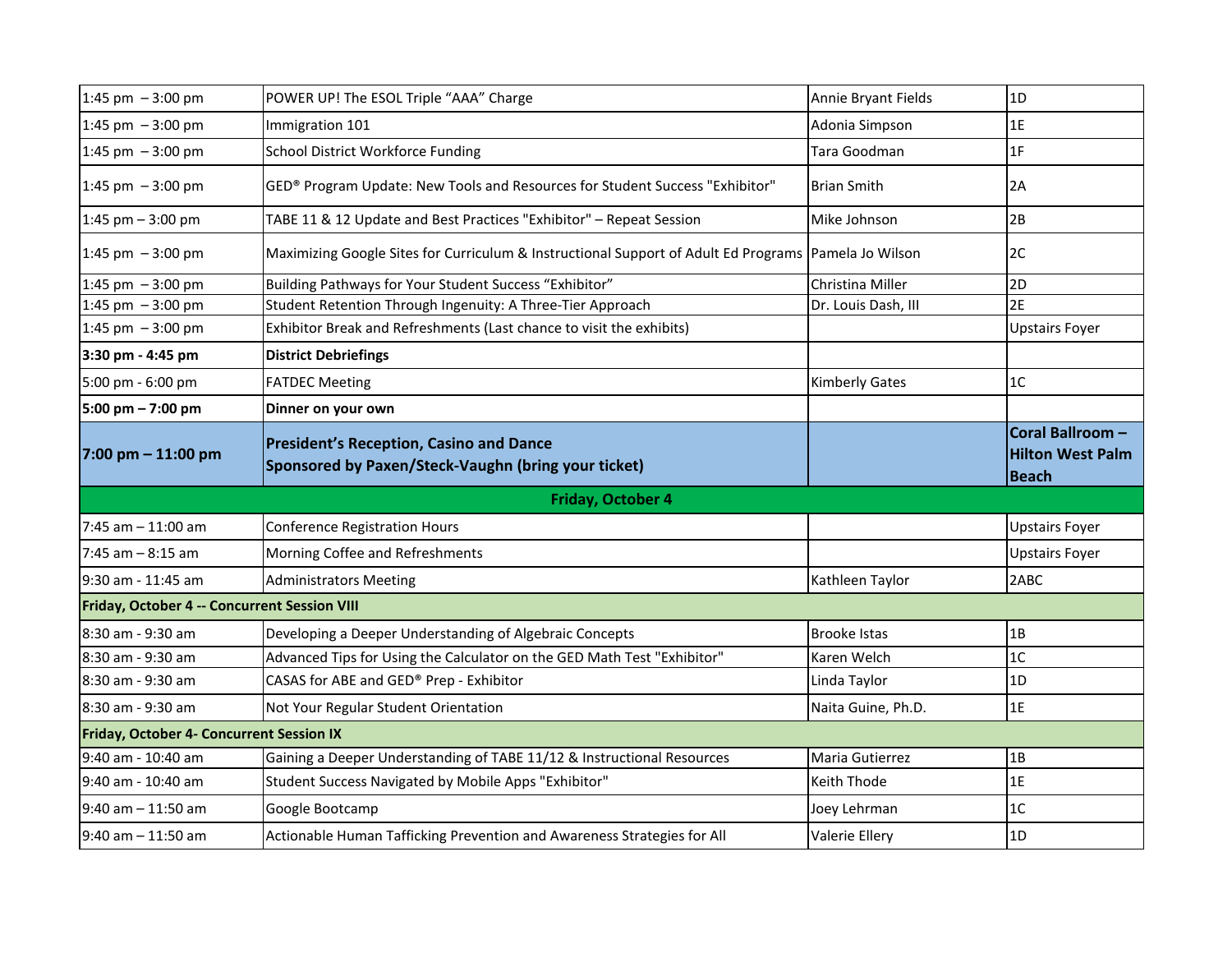| | | | |
|---|---|---|---|
| 1:45 pm – 3:00 pm | POWER UP! The ESOL Triple "AAA" Charge | Annie Bryant Fields | 1D |
| 1:45 pm – 3:00 pm | Immigration 101 | Adonia Simpson | 1E |
| 1:45 pm – 3:00 pm | School District Workforce Funding | Tara Goodman | 1F |
| 1:45 pm – 3:00 pm | GED® Program Update: New Tools and Resources for Student Success "Exhibitor" | Brian Smith | 2A |
| 1:45 pm – 3:00 pm | TABE 11 & 12 Update and Best Practices "Exhibitor" – Repeat Session | Mike Johnson | 2B |
| 1:45 pm – 3:00 pm | Maximizing Google Sites for Curriculum & Instructional Support of Adult Ed Programs | Pamela Jo Wilson | 2C |
| 1:45 pm – 3:00 pm | Building Pathways for Your Student Success "Exhibitor" | Christina Miller | 2D |
| 1:45 pm – 3:00 pm | Student Retention Through Ingenuity: A Three-Tier Approach | Dr. Louis Dash, III | 2E |
| 1:45 pm – 3:00 pm | Exhibitor Break and Refreshments (Last chance to visit the exhibits) | | Upstairs Foyer |
| **3:30 pm - 4:45 pm** | **District Debriefings** | | |
| 5:00 pm - 6:00 pm | FATDEC Meeting | Kimberly Gates | 1C |
| **5:00 pm – 7:00 pm** | **Dinner on your own** | | |
| **7:00 pm – 11:00 pm** | **President's Reception, Casino and Dance Sponsored by Paxen/Steck-Vaughn (bring your ticket)** | | **Coral Ballroom – Hilton West Palm Beach** |
| **Friday, October 4** | | | |
| 7:45 am – 11:00 am | Conference Registration Hours | | Upstairs Foyer |
| 7:45 am – 8:15 am | Morning Coffee and Refreshments | | Upstairs Foyer |
| 9:30 am - 11:45 am | Administrators Meeting | Kathleen Taylor | 2ABC |
| **Friday, October 4 -- Concurrent Session VIII** | | | |
| 8:30 am - 9:30 am | Developing a Deeper Understanding of Algebraic Concepts | Brooke Istas | 1B |
| 8:30 am - 9:30 am | Advanced Tips for Using the Calculator on the GED Math Test "Exhibitor" | Karen Welch | 1C |
| 8:30 am - 9:30 am | CASAS for ABE and GED® Prep - Exhibitor | Linda Taylor | 1D |
| 8:30 am - 9:30 am | Not Your Regular Student Orientation | Naita Guine, Ph.D. | 1E |
| **Friday, October 4- Concurrent Session IX** | | | |
| 9:40 am - 10:40 am | Gaining a Deeper Understanding of TABE 11/12 & Instructional Resources | Maria Gutierrez | 1B |
| 9:40 am - 10:40 am | Student Success Navigated by Mobile Apps "Exhibitor" | Keith Thode | 1E |
| 9:40 am – 11:50 am | Google Bootcamp | Joey Lehrman | 1C |
| 9:40 am – 11:50 am | Actionable Human Tafficking Prevention and Awareness Strategies for All | Valerie Ellery | 1D |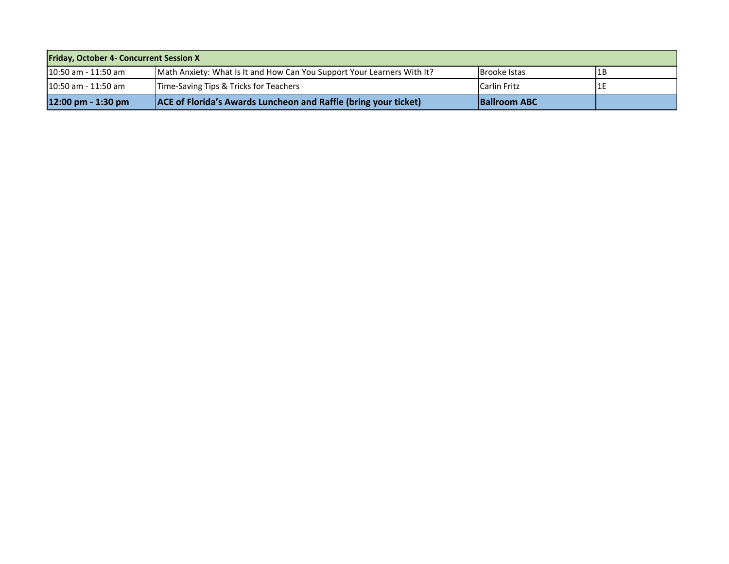| Friday, October 4- Concurrent Session X | | | |
|---|---|---|---|
| 10:50 am - 11:50 am | Math Anxiety: What Is It and How Can You Support Your Learners With It? | Brooke Istas | 1B |
| 10:50 am - 11:50 am | Time-Saving Tips & Tricks for Teachers | Carlin Fritz | 1E |
| **12:00 pm - 1:30 pm** | **ACE of Florida's Awards Luncheon and Raffle (bring your ticket)** | **Ballroom ABC** | |